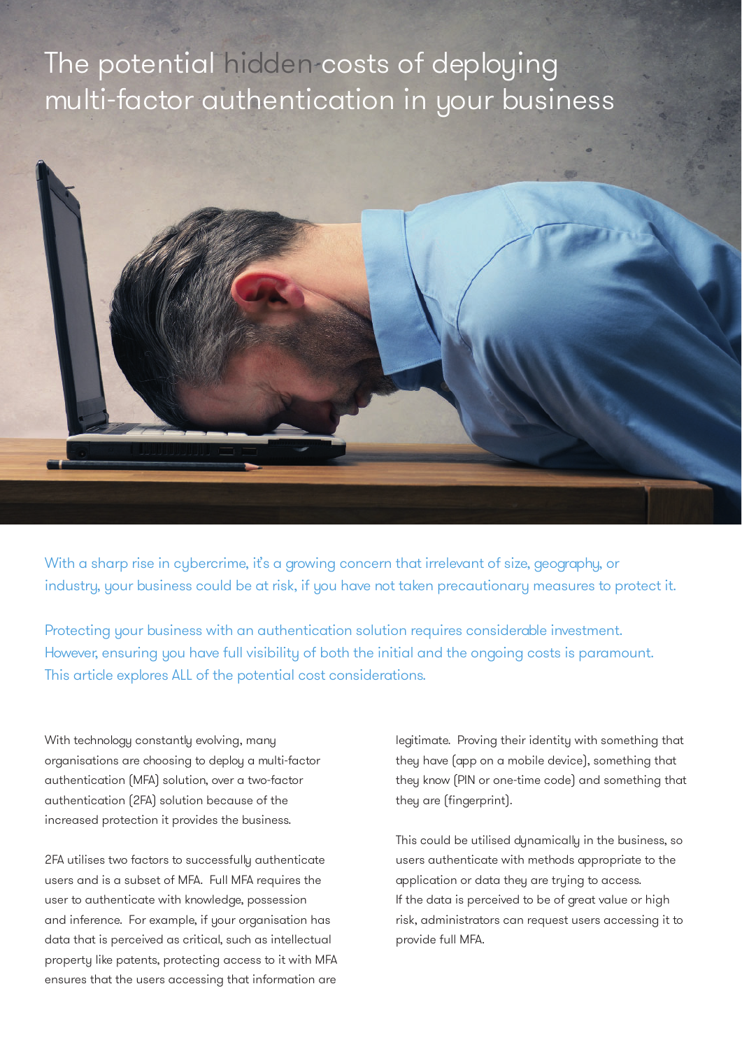# The potential hidden costs of deploying multi-factor authentication in your business

With a sharp rise in cybercrime, it's a growing concern that irrelevant of size, geography, or industry, your business could be at risk, if you have not taken precautionary measures to protect it.

Protecting your business with an authentication solution requires considerable investment. However, ensuring you have full visibility of both the initial and the ongoing costs is paramount. This article explores ALL of the potential cost considerations.

With technology constantly evolving, many organisations are choosing to deploy a multi-factor authentication (MFA) solution, over a two-factor authentication (2FA) solution because of the increased protection it provides the business.

2FA utilises two factors to successfully authenticate users and is a subset of MFA. Full MFA requires the user to authenticate with knowledge, possession and inference. For example, if your organisation has data that is perceived as critical, such as intellectual property like patents, protecting access to it with MFA ensures that the users accessing that information are legitimate. Proving their identity with something that they have (app on a mobile device), something that they know (PIN or one-time code) and something that they are (fingerprint).

This could be utilised dynamically in the business, so users authenticate with methods appropriate to the application or data they are trying to access. If the data is perceived to be of great value or high risk, administrators can request users accessing it to provide full MFA.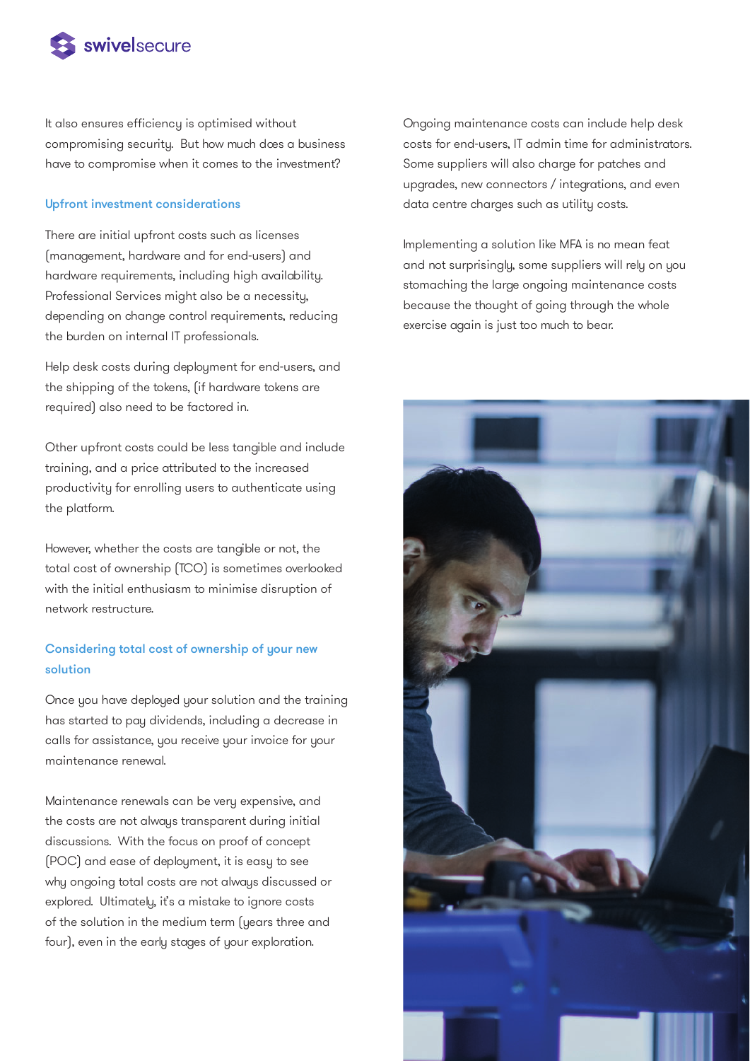It also ensures efficiency is optimised without compromising security. But how much does a business have to compromise when it comes to the investment?

### Upfront investment considerations

There are initial upfront costs such as licenses (management, hardware and for end-users) and hardware requirements, including high availability. Professional Services might also be a necessity, depending on change control requirements, reducing the burden on internal IT professionals.

Help desk costs during deployment for end-users, and the shipping of the tokens, (if hardware tokens are required) also need to be factored in.

Other upfront costs could be less tangible and include training, and a price attributed to the increased productivity for enrolling users to authenticate using the platform.

However, whether the costs are tangible or not, the total cost of ownership (TCO) is sometimes overlooked with the initial enthusiasm to minimise disruption of network restructure.

### Considering total cost of ownership of your new solution

Once you have deployed your solution and the training has started to pay dividends, including a decrease in calls for assistance, you receive your invoice for your maintenance renewal.

Maintenance renewals can be very expensive, and the costs are not always transparent during initial discussions. With the focus on proof of concept (POC) and ease of deployment, it is easy to see why ongoing total costs are not always discussed or explored. Ultimately, it's a mistake to ignore costs of the solution in the medium term (years three and four), even in the early stages of your exploration.

Ongoing maintenance costs can include help desk costs for end-users, IT admin time for administrators. Some suppliers will also charge for patches and upgrades, new connectors / integrations, and even data centre charges such as utility costs.

Implementing a solution like MFA is no mean feat and not surprisingly, some suppliers will rely on you stomaching the large ongoing maintenance costs because the thought of going through the whole exercise again is just too much to bear.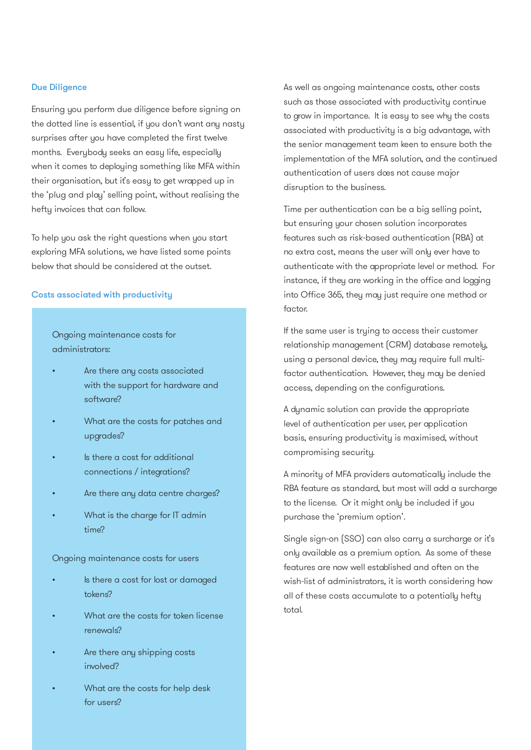## Due Diligence

Ensuring you perform due diligence before signing on the dotted line is essential, if you don't want any nasty surprises after you have completed the first twelve months. Everybody seeks an easy life, especially when it comes to deploying something like MFA within their organisation, but it's easy to get wrapped up in the 'plug and play' selling point, without realising the hefty invoices that can follow.

To help you ask the right questions when you start exploring MFA solutions, we have listed some points below that should be considered at the outset.

### Costs associated with productivity

Ongoing maintenance costs for administrators:

- Are there any costs associated with the support for hardware and software?
- What are the costs for patches and upgrades?
- Is there a cost for additional connections / integrations?
- Are there any data centre charges?
- What is the charge for IT admin time?

Ongoing maintenance costs for users

- Is there a cost for lost or damaged tokens?
- What are the costs for token license renewals?
- Are there any shipping costs involved?
- What are the costs for help desk for users?

As well as ongoing maintenance costs, other costs such as those associated with productivity continue to grow in importance. It is easy to see why the costs associated with productivity is a big advantage, with the senior management team keen to ensure both the implementation of the MFA solution, and the continued authentication of users does not cause major disruption to the business.

Time per authentication can be a big selling point, but ensuring your chosen solution incorporates features such as risk-based authentication (RBA) at no extra cost, means the user will only ever have to authenticate with the appropriate level or method. For instance, if they are working in the office and logging into Office 365, they may just require one method or factor.

If the same user is trying to access their customer relationship management (CRM) database remotely, using a personal device, they may require full multi-factor authentication. However, they may be denied access, depending on the configurations.

A dynamic solution can provide the appropriate level of authentication per user, per application basis, ensuring productivity is maximised, without compromising security.

A minority of MFA providers automatically include the RBA feature as standard, but most will add a surcharge to the license. Or it might only be included if you purchase the 'premium option'.

Single sign-on (SSO) can also carry a surcharge or it's only available as a premium option. As some of these features are now well established and often on the wish-list of administrators, it is worth considering how all of these costs accumulate to a potentially hefty total.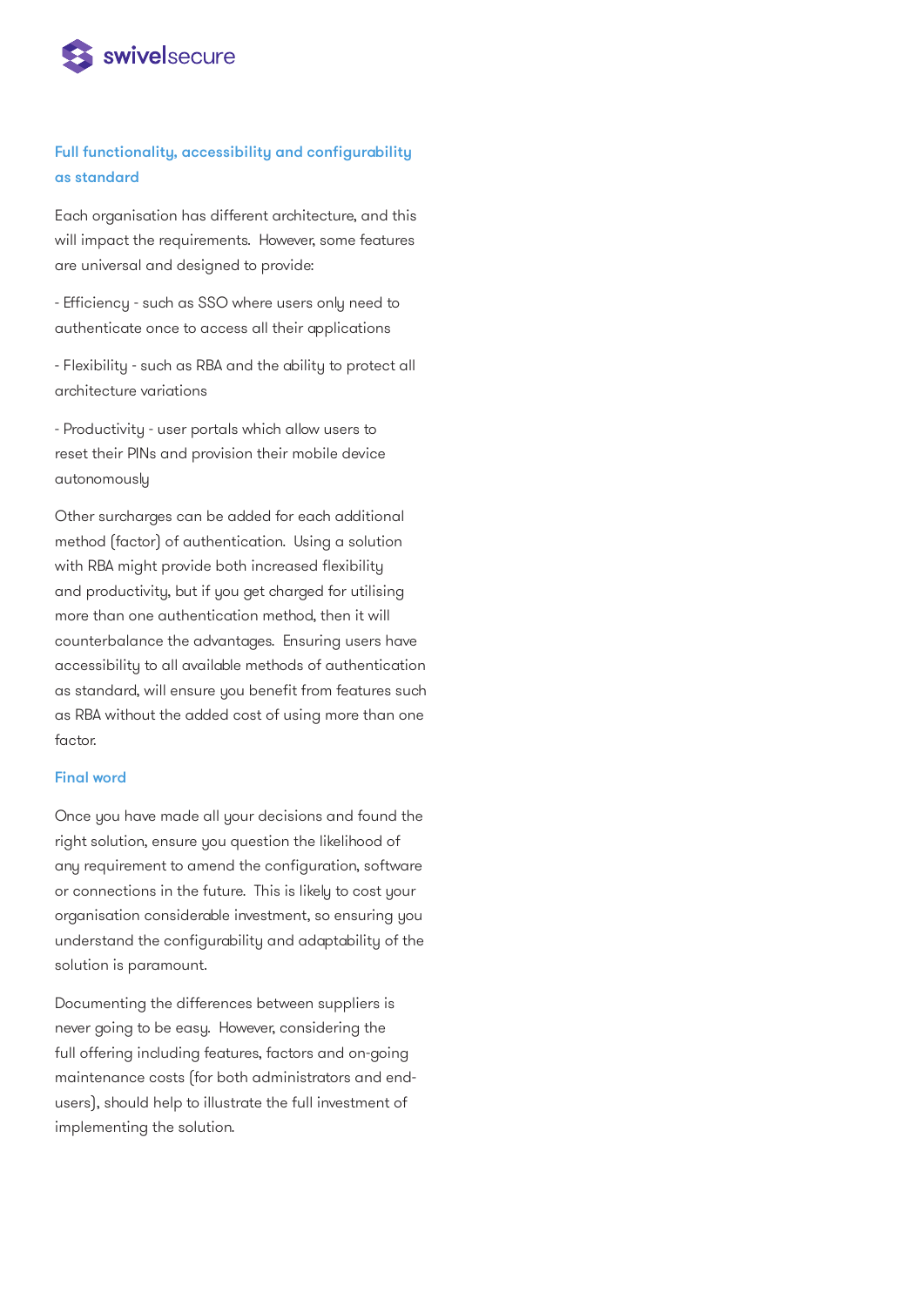## Full functionality, accessibility and configurability as standard

Each organisation has different architecture, and this will impact the requirements. However, some features are universal and designed to provide:

- Efficiency - such as SSO where users only need to authenticate once to access all their applications

- Flexibility - such as RBA and the ability to protect all architecture variations

- Productivity - user portals which allow users to reset their PINs and provision their mobile device autonomously

Other surcharges can be added for each additional method (factor) of authentication. Using a solution with RBA might provide both increased flexibility and productivity, but if you get charged for utilising more than one authentication method, then it will counterbalance the advantages. Ensuring users have accessibility to all available methods of authentication as standard, will ensure you benefit from features such as RBA without the added cost of using more than one factor.

## Final word

Once you have made all your decisions and found the right solution, ensure you question the likelihood of any requirement to amend the configuration, software or connections in the future. This is likely to cost your organisation considerable investment, so ensuring you understand the configurability and adaptability of the solution is paramount.

Documenting the differences between suppliers is never going to be easy. However, considering the full offering including features, factors and on-going maintenance costs (for both administrators and end-users), should help to illustrate the full investment of implementing the solution.